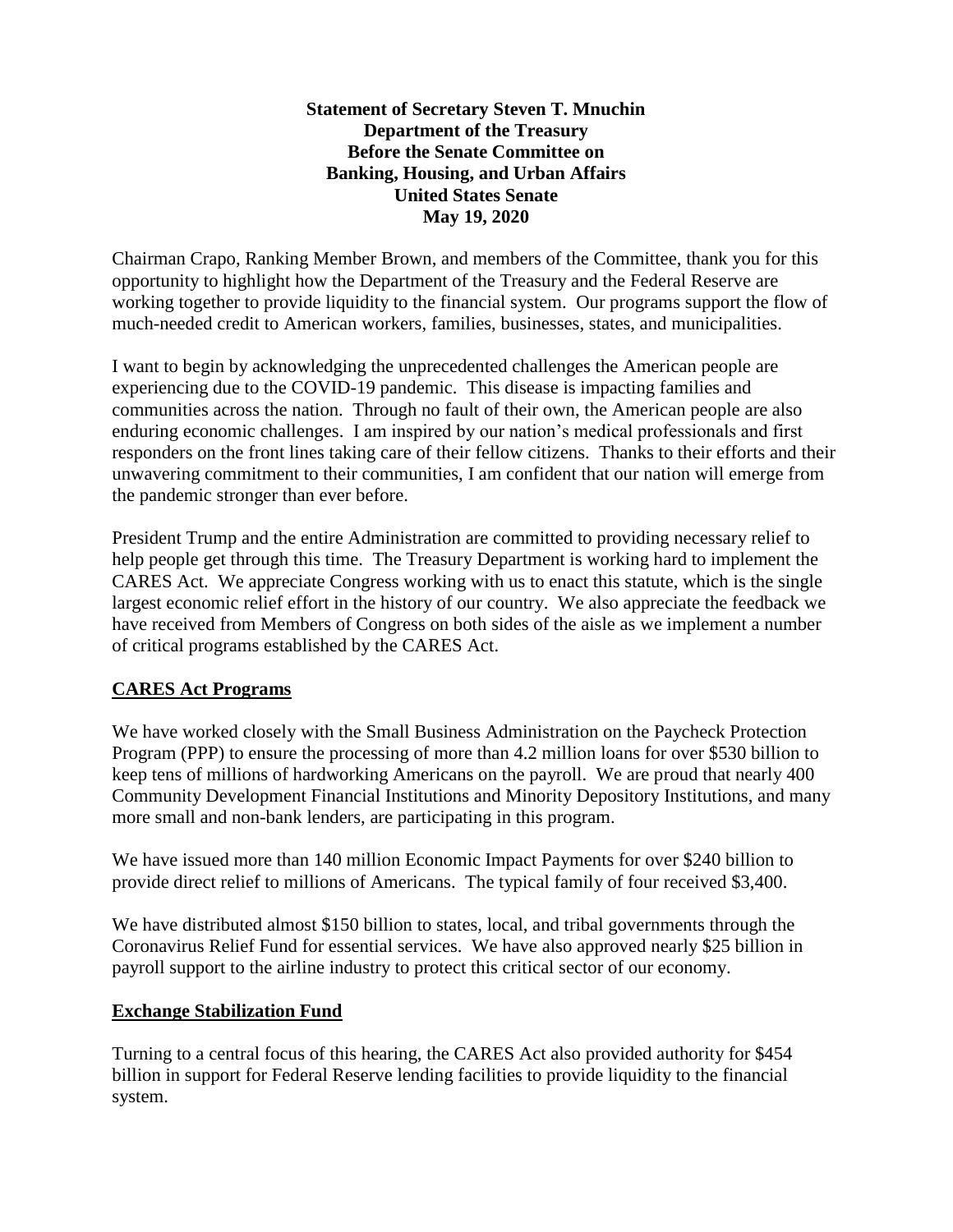**Statement of Secretary Steven T. Mnuchin**
**Department of the Treasury**
**Before the Senate Committee on**
**Banking, Housing, and Urban Affairs**
**United States Senate**
**May 19, 2020**

Chairman Crapo, Ranking Member Brown, and members of the Committee, thank you for this opportunity to highlight how the Department of the Treasury and the Federal Reserve are working together to provide liquidity to the financial system. Our programs support the flow of much-needed credit to American workers, families, businesses, states, and municipalities.

I want to begin by acknowledging the unprecedented challenges the American people are experiencing due to the COVID-19 pandemic. This disease is impacting families and communities across the nation. Through no fault of their own, the American people are also enduring economic challenges. I am inspired by our nation's medical professionals and first responders on the front lines taking care of their fellow citizens. Thanks to their efforts and their unwavering commitment to their communities, I am confident that our nation will emerge from the pandemic stronger than ever before.

President Trump and the entire Administration are committed to providing necessary relief to help people get through this time. The Treasury Department is working hard to implement the CARES Act. We appreciate Congress working with us to enact this statute, which is the single largest economic relief effort in the history of our country. We also appreciate the feedback we have received from Members of Congress on both sides of the aisle as we implement a number of critical programs established by the CARES Act.

## CARES Act Programs

We have worked closely with the Small Business Administration on the Paycheck Protection Program (PPP) to ensure the processing of more than 4.2 million loans for over $530 billion to keep tens of millions of hardworking Americans on the payroll. We are proud that nearly 400 Community Development Financial Institutions and Minority Depository Institutions, and many more small and non-bank lenders, are participating in this program.

We have issued more than 140 million Economic Impact Payments for over $240 billion to provide direct relief to millions of Americans. The typical family of four received $3,400.

We have distributed almost $150 billion to states, local, and tribal governments through the Coronavirus Relief Fund for essential services. We have also approved nearly $25 billion in payroll support to the airline industry to protect this critical sector of our economy.

## Exchange Stabilization Fund

Turning to a central focus of this hearing, the CARES Act also provided authority for $454 billion in support for Federal Reserve lending facilities to provide liquidity to the financial system.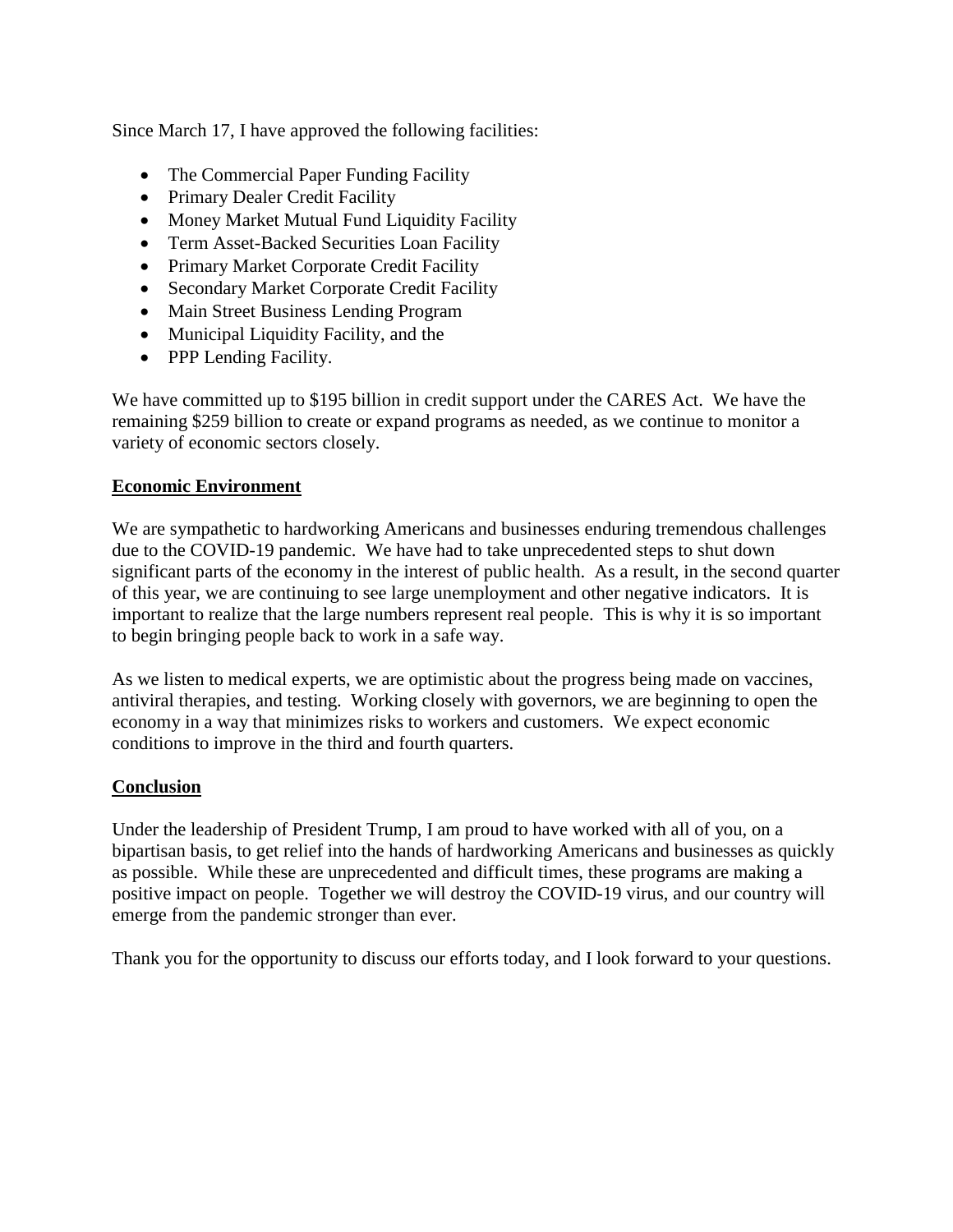Since March 17, I have approved the following facilities:

- The Commercial Paper Funding Facility
- Primary Dealer Credit Facility
- Money Market Mutual Fund Liquidity Facility
- Term Asset-Backed Securities Loan Facility
- Primary Market Corporate Credit Facility
- Secondary Market Corporate Credit Facility
- Main Street Business Lending Program
- Municipal Liquidity Facility, and the
- PPP Lending Facility.

We have committed up to $195 billion in credit support under the CARES Act. We have the remaining $259 billion to create or expand programs as needed, as we continue to monitor a variety of economic sectors closely.

## Economic Environment

We are sympathetic to hardworking Americans and businesses enduring tremendous challenges due to the COVID-19 pandemic. We have had to take unprecedented steps to shut down significant parts of the economy in the interest of public health. As a result, in the second quarter of this year, we are continuing to see large unemployment and other negative indicators. It is important to realize that the large numbers represent real people. This is why it is so important to begin bringing people back to work in a safe way.

As we listen to medical experts, we are optimistic about the progress being made on vaccines, antiviral therapies, and testing. Working closely with governors, we are beginning to open the economy in a way that minimizes risks to workers and customers. We expect economic conditions to improve in the third and fourth quarters.

## Conclusion

Under the leadership of President Trump, I am proud to have worked with all of you, on a bipartisan basis, to get relief into the hands of hardworking Americans and businesses as quickly as possible. While these are unprecedented and difficult times, these programs are making a positive impact on people. Together we will destroy the COVID-19 virus, and our country will emerge from the pandemic stronger than ever.

Thank you for the opportunity to discuss our efforts today, and I look forward to your questions.